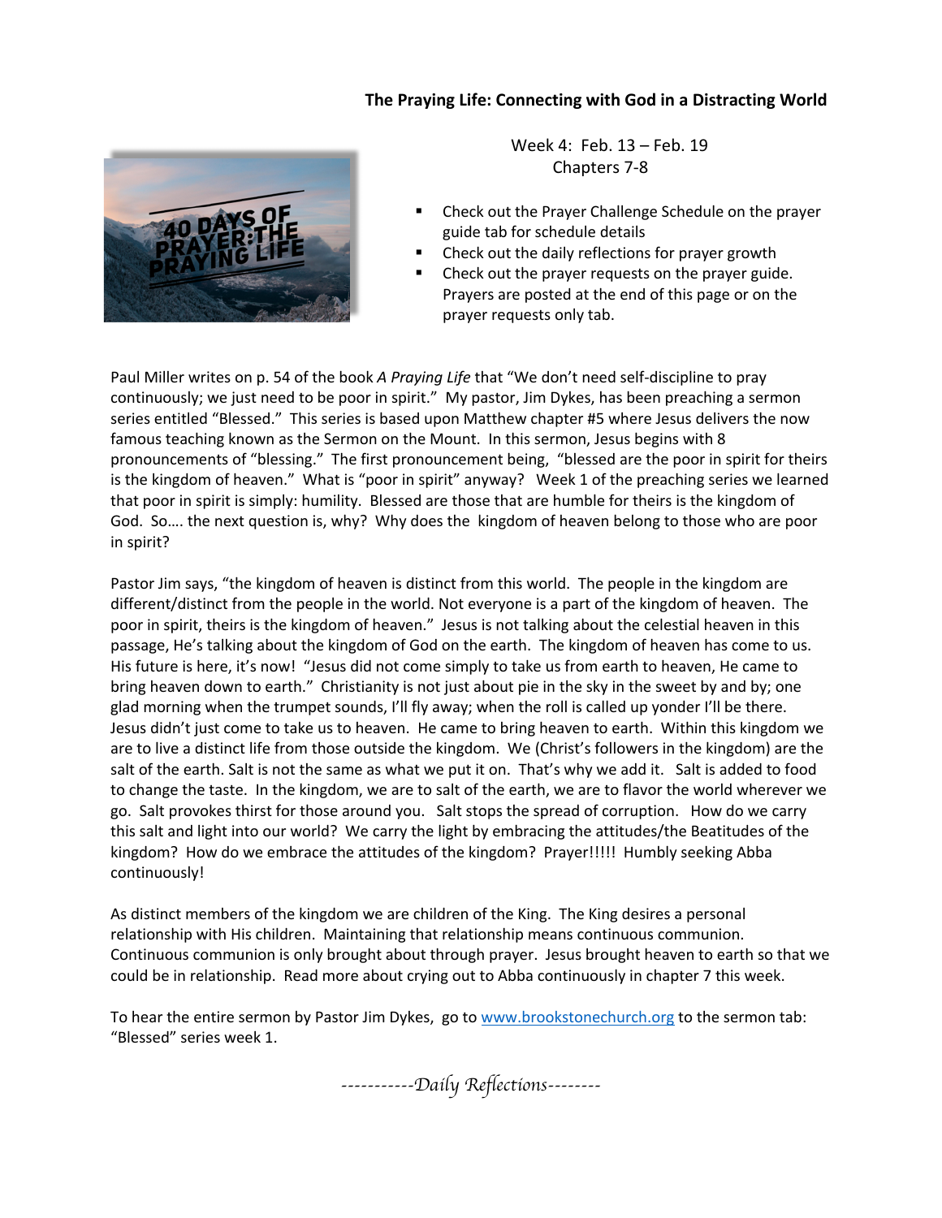**The Praying Life: Connecting with God in a Distracting World**

Week 4: Feb. 13 – Feb. 19
Chapters 7-8

- Check out the Prayer Challenge Schedule on the prayer guide tab for schedule details
- Check out the daily reflections for prayer growth
- Check out the prayer requests on the prayer guide. Prayers are posted at the end of this page or on the prayer requests only tab.

Paul Miller writes on p. 54 of the book *A Praying Life* that "We don't need self-discipline to pray continuously; we just need to be poor in spirit." My pastor, Jim Dykes, has been preaching a sermon series entitled "Blessed." This series is based upon Matthew chapter #5 where Jesus delivers the now famous teaching known as the Sermon on the Mount. In this sermon, Jesus begins with 8 pronouncements of "blessing." The first pronouncement being, "blessed are the poor in spirit for theirs is the kingdom of heaven." What is "poor in spirit" anyway? Week 1 of the preaching series we learned that poor in spirit is simply: humility. Blessed are those that are humble for theirs is the kingdom of God. So…. the next question is, why? Why does the kingdom of heaven belong to those who are poor in spirit?

Pastor Jim says, "the kingdom of heaven is distinct from this world. The people in the kingdom are different/distinct from the people in the world. Not everyone is a part of the kingdom of heaven. The poor in spirit, theirs is the kingdom of heaven." Jesus is not talking about the celestial heaven in this passage, He's talking about the kingdom of God on the earth. The kingdom of heaven has come to us. His future is here, it's now! "Jesus did not come simply to take us from earth to heaven, He came to bring heaven down to earth." Christianity is not just about pie in the sky in the sweet by and by; one glad morning when the trumpet sounds, I'll fly away; when the roll is called up yonder I'll be there. Jesus didn't just come to take us to heaven. He came to bring heaven to earth. Within this kingdom we are to live a distinct life from those outside the kingdom. We (Christ's followers in the kingdom) are the salt of the earth. Salt is not the same as what we put it on. That's why we add it. Salt is added to food to change the taste. In the kingdom, we are to salt of the earth, we are to flavor the world wherever we go. Salt provokes thirst for those around you. Salt stops the spread of corruption. How do we carry this salt and light into our world? We carry the light by embracing the attitudes/the Beatitudes of the kingdom? How do we embrace the attitudes of the kingdom? Prayer!!!!! Humbly seeking Abba continuously!

As distinct members of the kingdom we are children of the King. The King desires a personal relationship with His children. Maintaining that relationship means continuous communion. Continuous communion is only brought about through prayer. Jesus brought heaven to earth so that we could be in relationship. Read more about crying out to Abba continuously in chapter 7 this week.

To hear the entire sermon by Pastor Jim Dykes, go to [www.brookstonechurch.org](http://www.brookstonechurch.org) to the sermon tab: "Blessed" series week 1.

*-----------Daily Reflections--------*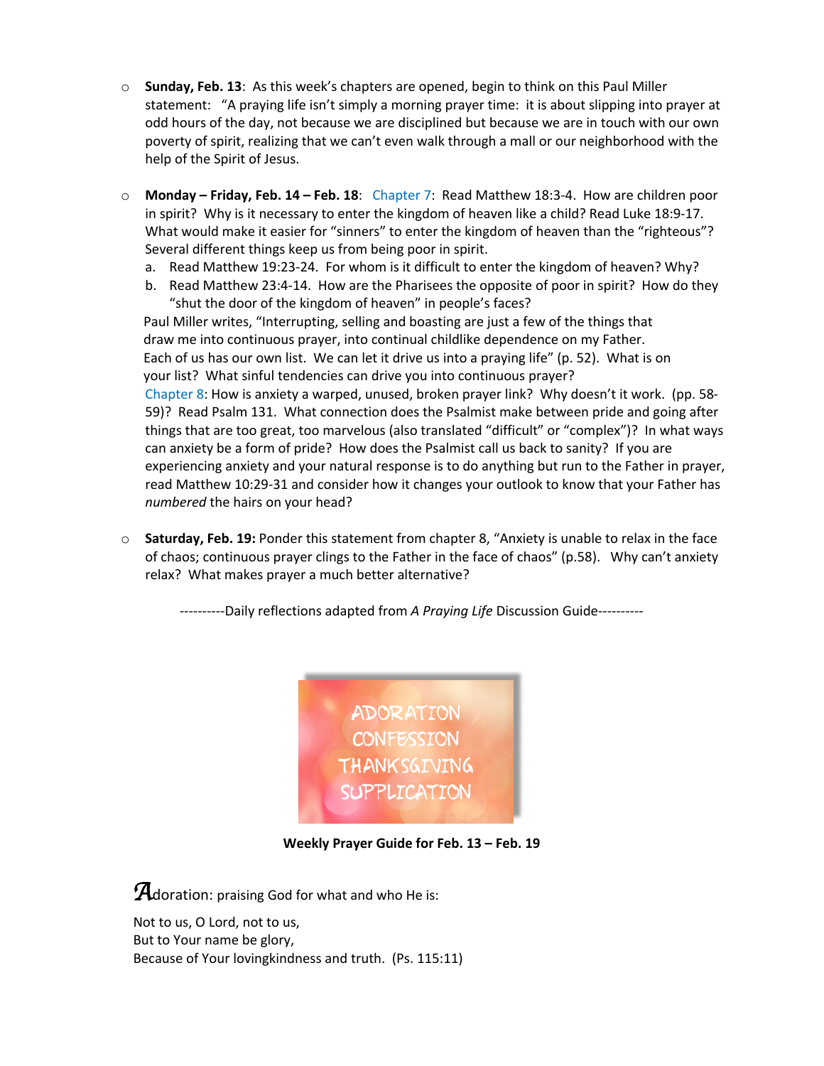- **Sunday, Feb. 13**: As this week's chapters are opened, begin to think on this Paul Miller statement: "A praying life isn't simply a morning prayer time: it is about slipping into prayer at odd hours of the day, not because we are disciplined but because we are in touch with our own poverty of spirit, realizing that we can't even walk through a mall or our neighborhood with the help of the Spirit of Jesus.

- **Monday – Friday, Feb. 14 – Feb. 18**: Chapter 7: Read Matthew 18:3-4. How are children poor in spirit? Why is it necessary to enter the kingdom of heaven like a child? Read Luke 18:9-17. What would make it easier for "sinners" to enter the kingdom of heaven than the "righteous"? Several different things keep us from being poor in spirit.
  a. Read Matthew 19:23-24. For whom is it difficult to enter the kingdom of heaven? Why?
  b. Read Matthew 23:4-14. How are the Pharisees the opposite of poor in spirit? How do they "shut the door of the kingdom of heaven" in people's faces?

  Paul Miller writes, "Interrupting, selling and boasting are just a few of the things that draw me into continuous prayer, into continual childlike dependence on my Father. Each of us has our own list. We can let it drive us into a praying life" (p. 52). What is on your list? What sinful tendencies can drive you into continuous prayer?

  Chapter 8: How is anxiety a warped, unused, broken prayer link? Why doesn't it work. (pp. 58-59)? Read Psalm 131. What connection does the Psalmist make between pride and going after things that are too great, too marvelous (also translated "difficult" or "complex")? In what ways can anxiety be a form of pride? How does the Psalmist call us back to sanity? If you are experiencing anxiety and your natural response is to do anything but run to the Father in prayer, read Matthew 10:29-31 and consider how it changes your outlook to know that your Father has *numbered* the hairs on your head?

- **Saturday, Feb. 19:** Ponder this statement from chapter 8, "Anxiety is unable to relax in the face of chaos; continuous prayer clings to the Father in the face of chaos" (p.58). Why can't anxiety relax? What makes prayer a much better alternative?

----------Daily reflections adapted from *A Praying Life* Discussion Guide----------

ADORATION
CONFESSION
THANKSGIVING
SUPPLICATION

**Weekly Prayer Guide for Feb. 13 – Feb. 19**

**A**doration: praising God for what and who He is:

Not to us, O Lord, not to us,
But to Your name be glory,
Because of Your lovingkindness and truth. (Ps. 115:11)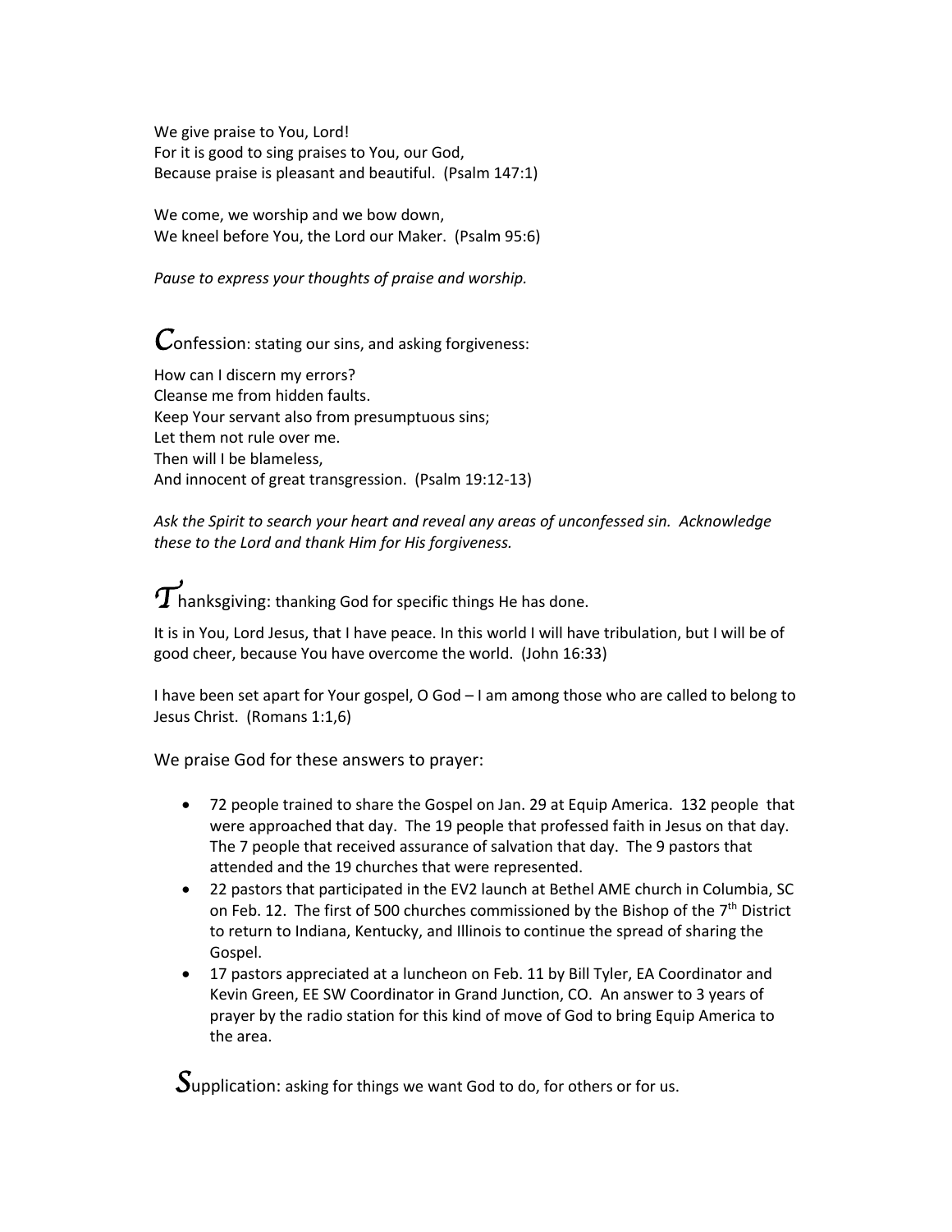We give praise to You, Lord!
For it is good to sing praises to You, our God,
Because praise is pleasant and beautiful.  (Psalm 147:1)

We come, we worship and we bow down,
We kneel before You, the Lord our Maker.  (Psalm 95:6)

*Pause to express your thoughts of praise and worship.*

## *C*onfession: stating our sins, and asking forgiveness:

How can I discern my errors?
Cleanse me from hidden faults.
Keep Your servant also from presumptuous sins;
Let them not rule over me.
Then will I be blameless,
And innocent of great transgression.  (Psalm 19:12-13)

*Ask the Spirit to search your heart and reveal any areas of unconfessed sin.  Acknowledge these to the Lord and thank Him for His forgiveness.*

## *T*hanksgiving: thanking God for specific things He has done.

It is in You, Lord Jesus, that I have peace. In this world I will have tribulation, but I will be of good cheer, because You have overcome the world.  (John 16:33)

I have been set apart for Your gospel, O God – I am among those who are called to belong to Jesus Christ.  (Romans 1:1,6)

We praise God for these answers to prayer:

- 72 people trained to share the Gospel on Jan. 29 at Equip America.  132 people  that were approached that day.  The 19 people that professed faith in Jesus on that day.  The 7 people that received assurance of salvation that day.  The 9 pastors that attended and the 19 churches that were represented.
- 22 pastors that participated in the EV2 launch at Bethel AME church in Columbia, SC on Feb. 12.  The first of 500 churches commissioned by the Bishop of the 7th District to return to Indiana, Kentucky, and Illinois to continue the spread of sharing the Gospel.
- 17 pastors appreciated at a luncheon on Feb. 11 by Bill Tyler, EA Coordinator and Kevin Green, EE SW Coordinator in Grand Junction, CO.  An answer to 3 years of prayer by the radio station for this kind of move of God to bring Equip America to the area.

## *S*upplication: asking for things we want God to do, for others or for us.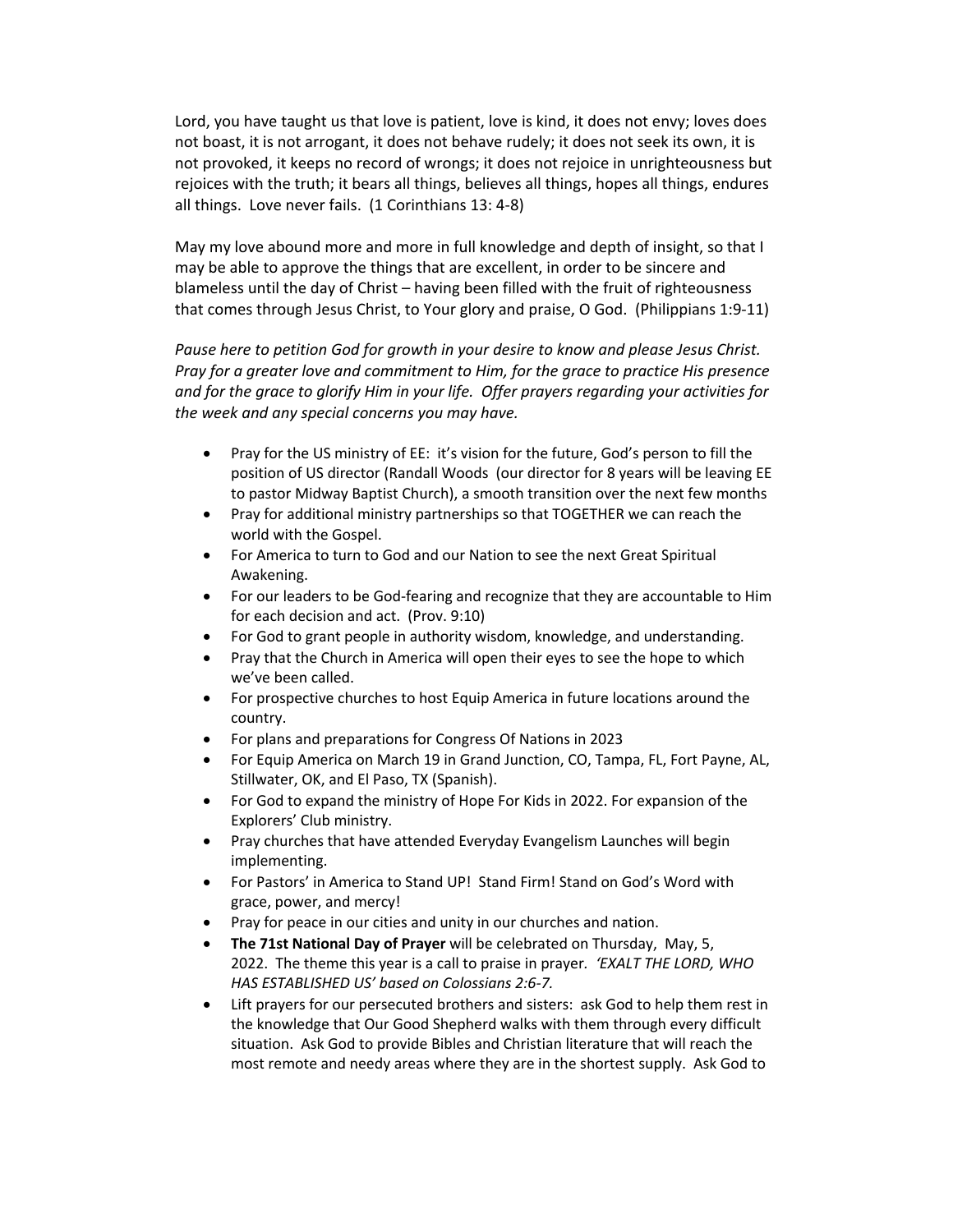Lord, you have taught us that love is patient, love is kind, it does not envy; loves does not boast, it is not arrogant, it does not behave rudely; it does not seek its own, it is not provoked, it keeps no record of wrongs; it does not rejoice in unrighteousness but rejoices with the truth; it bears all things, believes all things, hopes all things, endures all things. Love never fails. (1 Corinthians 13: 4-8)

May my love abound more and more in full knowledge and depth of insight, so that I may be able to approve the things that are excellent, in order to be sincere and blameless until the day of Christ – having been filled with the fruit of righteousness that comes through Jesus Christ, to Your glory and praise, O God. (Philippians 1:9-11)

*Pause here to petition God for growth in your desire to know and please Jesus Christ. Pray for a greater love and commitment to Him, for the grace to practice His presence and for the grace to glorify Him in your life. Offer prayers regarding your activities for the week and any special concerns you may have.*

- Pray for the US ministry of EE: it's vision for the future, God's person to fill the position of US director (Randall Woods (our director for 8 years will be leaving EE to pastor Midway Baptist Church), a smooth transition over the next few months
- Pray for additional ministry partnerships so that TOGETHER we can reach the world with the Gospel.
- For America to turn to God and our Nation to see the next Great Spiritual Awakening.
- For our leaders to be God-fearing and recognize that they are accountable to Him for each decision and act. (Prov. 9:10)
- For God to grant people in authority wisdom, knowledge, and understanding.
- Pray that the Church in America will open their eyes to see the hope to which we've been called.
- For prospective churches to host Equip America in future locations around the country.
- For plans and preparations for Congress Of Nations in 2023
- For Equip America on March 19 in Grand Junction, CO, Tampa, FL, Fort Payne, AL, Stillwater, OK, and El Paso, TX (Spanish).
- For God to expand the ministry of Hope For Kids in 2022. For expansion of the Explorers' Club ministry.
- Pray churches that have attended Everyday Evangelism Launches will begin implementing.
- For Pastors' in America to Stand UP! Stand Firm! Stand on God's Word with grace, power, and mercy!
- Pray for peace in our cities and unity in our churches and nation.
- **The 71st National Day of Prayer** will be celebrated on Thursday, May, 5, 2022. The theme this year is a call to praise in prayer. *'EXALT THE LORD, WHO HAS ESTABLISHED US' based on Colossians 2:6-7.*
- Lift prayers for our persecuted brothers and sisters: ask God to help them rest in the knowledge that Our Good Shepherd walks with them through every difficult situation. Ask God to provide Bibles and Christian literature that will reach the most remote and needy areas where they are in the shortest supply. Ask God to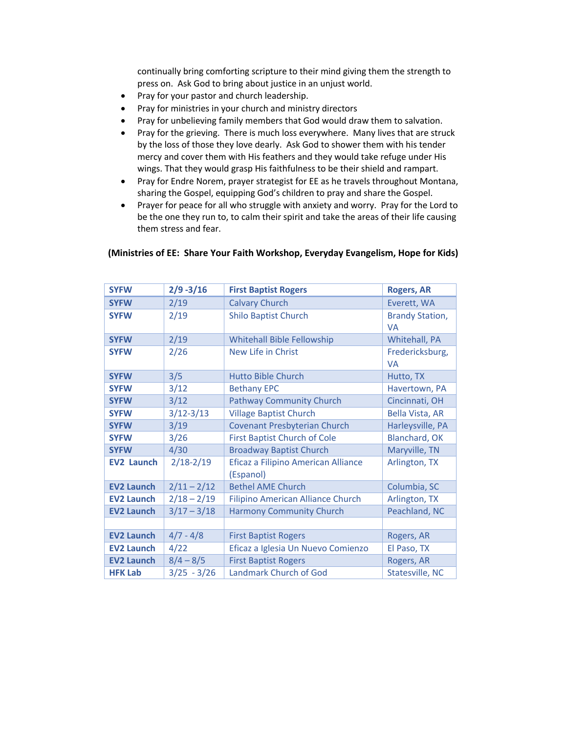continually bring comforting scripture to their mind giving them the strength to press on. Ask God to bring about justice in an unjust world.

- Pray for your pastor and church leadership.
- Pray for ministries in your church and ministry directors
- Pray for unbelieving family members that God would draw them to salvation.
- Pray for the grieving. There is much loss everywhere. Many lives that are struck by the loss of those they love dearly. Ask God to shower them with his tender mercy and cover them with His feathers and they would take refuge under His wings. That they would grasp His faithfulness to be their shield and rampart.
- Pray for Endre Norem, prayer strategist for EE as he travels throughout Montana, sharing the Gospel, equipping God's children to pray and share the Gospel.
- Prayer for peace for all who struggle with anxiety and worry. Pray for the Lord to be the one they run to, to calm their spirit and take the areas of their life causing them stress and fear.

**(Ministries of EE: Share Your Faith Workshop, Everyday Evangelism, Hope for Kids)**

| **SYFW** | **2/9 -3/16** | **First Baptist Rogers** | **Rogers, AR** |
|---|---|---|---|
| **SYFW** | 2/19 | Calvary Church | Everett, WA |
| **SYFW** | 2/19 | Shilo Baptist Church | Brandy Station, VA |
| **SYFW** | 2/19 | Whitehall Bible Fellowship | Whitehall, PA |
| **SYFW** | 2/26 | New Life in Christ | Fredericksburg, VA |
| **SYFW** | 3/5 | Hutto Bible Church | Hutto, TX |
| **SYFW** | 3/12 | Bethany EPC | Havertown, PA |
| **SYFW** | 3/12 | Pathway Community Church | Cincinnati, OH |
| **SYFW** | 3/12-3/13 | Village Baptist Church | Bella Vista, AR |
| **SYFW** | 3/19 | Covenant Presbyterian Church | Harleysville, PA |
| **SYFW** | 3/26 | First Baptist Church of Cole | Blanchard, OK |
| **SYFW** | 4/30 | Broadway Baptist Church | Maryville, TN |
| **EV2 Launch** | 2/18-2/19 | Eficaz a Filipino American Alliance (Espanol) | Arlington, TX |
| **EV2 Launch** | 2/11 – 2/12 | Bethel AME Church | Columbia, SC |
| **EV2 Launch** | 2/18 – 2/19 | Filipino American Alliance Church | Arlington, TX |
| **EV2 Launch** | 3/17 – 3/18 | Harmony Community Church | Peachland, NC |
| | | | |
| **EV2 Launch** | 4/7 - 4/8 | First Baptist Rogers | Rogers, AR |
| **EV2 Launch** | 4/22 | Eficaz a Iglesia Un Nuevo Comienzo | El Paso, TX |
| **EV2 Launch** | 8/4 – 8/5 | First Baptist Rogers | Rogers, AR |
| **HFK Lab** | 3/25 - 3/26 | Landmark Church of God | Statesville, NC |